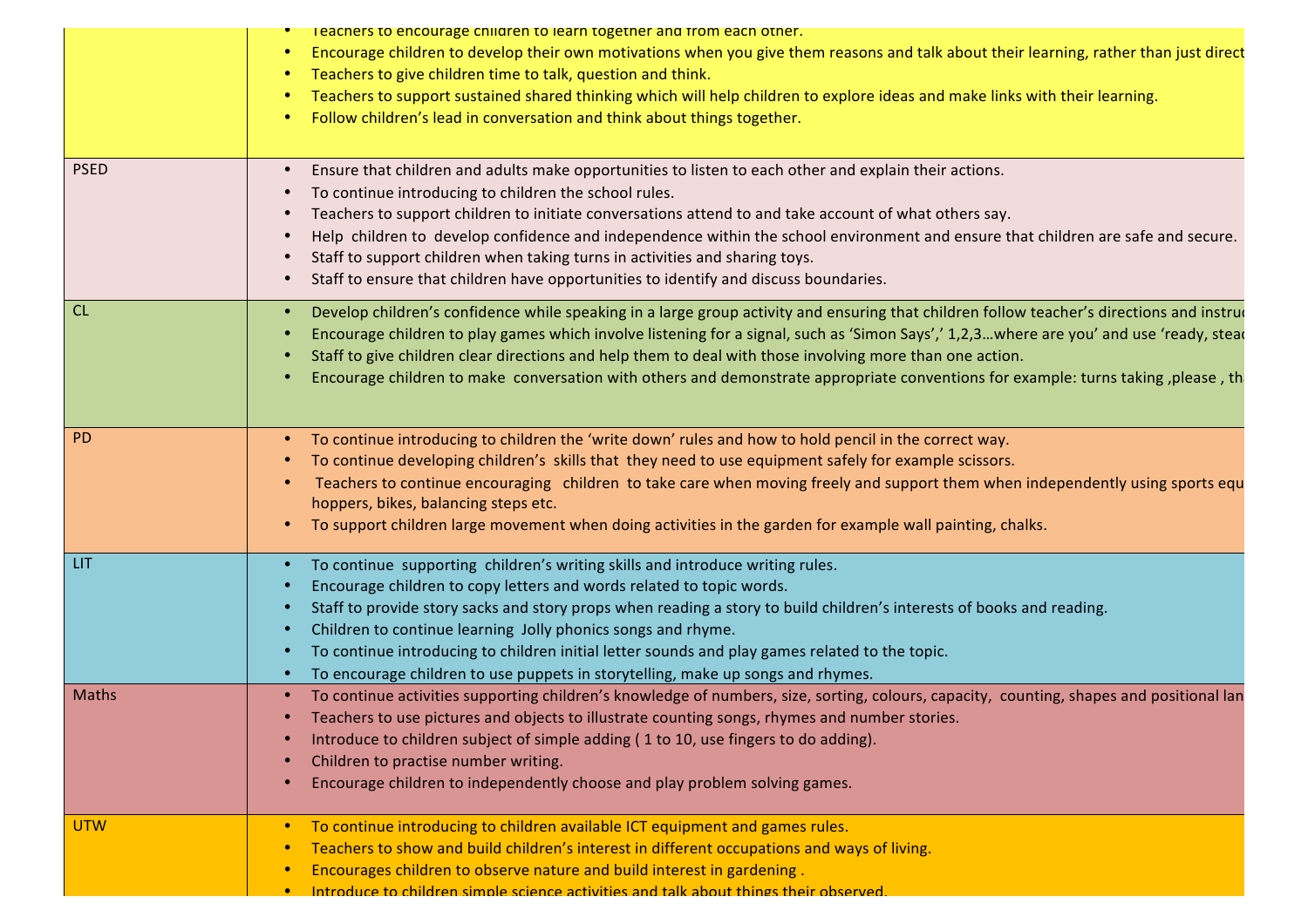| | |
|---|---|
| | • Teachers to encourage children to learn together and from each other.<br>• Encourage children to develop their own motivations when you give them reasons and talk about their learning, rather than just direct<br>• Teachers to give children time to talk, question and think.<br>• Teachers to support sustained shared thinking which will help children to explore ideas and make links with their learning.<br>• Follow children's lead in conversation and think about things together. |
| PSED | • Ensure that children and adults make opportunities to listen to each other and explain their actions.<br>• To continue introducing to children the school rules.<br>• Teachers to support children to initiate conversations attend to and take account of what others say.<br>• Help children to develop confidence and independence within the school environment and ensure that children are safe and secure.<br>• Staff to support children when taking turns in activities and sharing toys.<br>• Staff to ensure that children have opportunities to identify and discuss boundaries. |
| CL | • Develop children's confidence while speaking in a large group activity and ensuring that children follow teacher's directions and instru<br>• Encourage children to play games which involve listening for a signal, such as 'Simon Says',' 1,2,3…where are you' and use 'ready, stead<br>• Staff to give children clear directions and help them to deal with those involving more than one action.<br>• Encourage children to make conversation with others and demonstrate appropriate conventions for example: turns taking ,please , th |
| PD | • To continue introducing to children the 'write down' rules and how to hold pencil in the correct way.<br>• To continue developing children's skills that they need to use equipment safely for example scissors.<br>• Teachers to continue encouraging children to take care when moving freely and support them when independently using sports equ hoppers, bikes, balancing steps etc.<br>• To support children large movement when doing activities in the garden for example wall painting, chalks. |
| LIT | • To continue supporting children's writing skills and introduce writing rules.<br>• Encourage children to copy letters and words related to topic words.<br>• Staff to provide story sacks and story props when reading a story to build children's interests of books and reading.<br>• Children to continue learning Jolly phonics songs and rhyme.<br>• To continue introducing to children initial letter sounds and play games related to the topic.<br>• To encourage children to use puppets in storytelling, make up songs and rhymes. |
| Maths | • To continue activities supporting children's knowledge of numbers, size, sorting, colours, capacity, counting, shapes and positional lan<br>• Teachers to use pictures and objects to illustrate counting songs, rhymes and number stories.<br>• Introduce to children subject of simple adding ( 1 to 10, use fingers to do adding).<br>• Children to practise number writing.<br>• Encourage children to independently choose and play problem solving games. |
| UTW | • To continue introducing to children available ICT equipment and games rules.<br>• Teachers to show and build children's interest in different occupations and ways of living.<br>• Encourages children to observe nature and build interest in gardening .<br>• Introduce to children simple science activities and talk about things their observed. |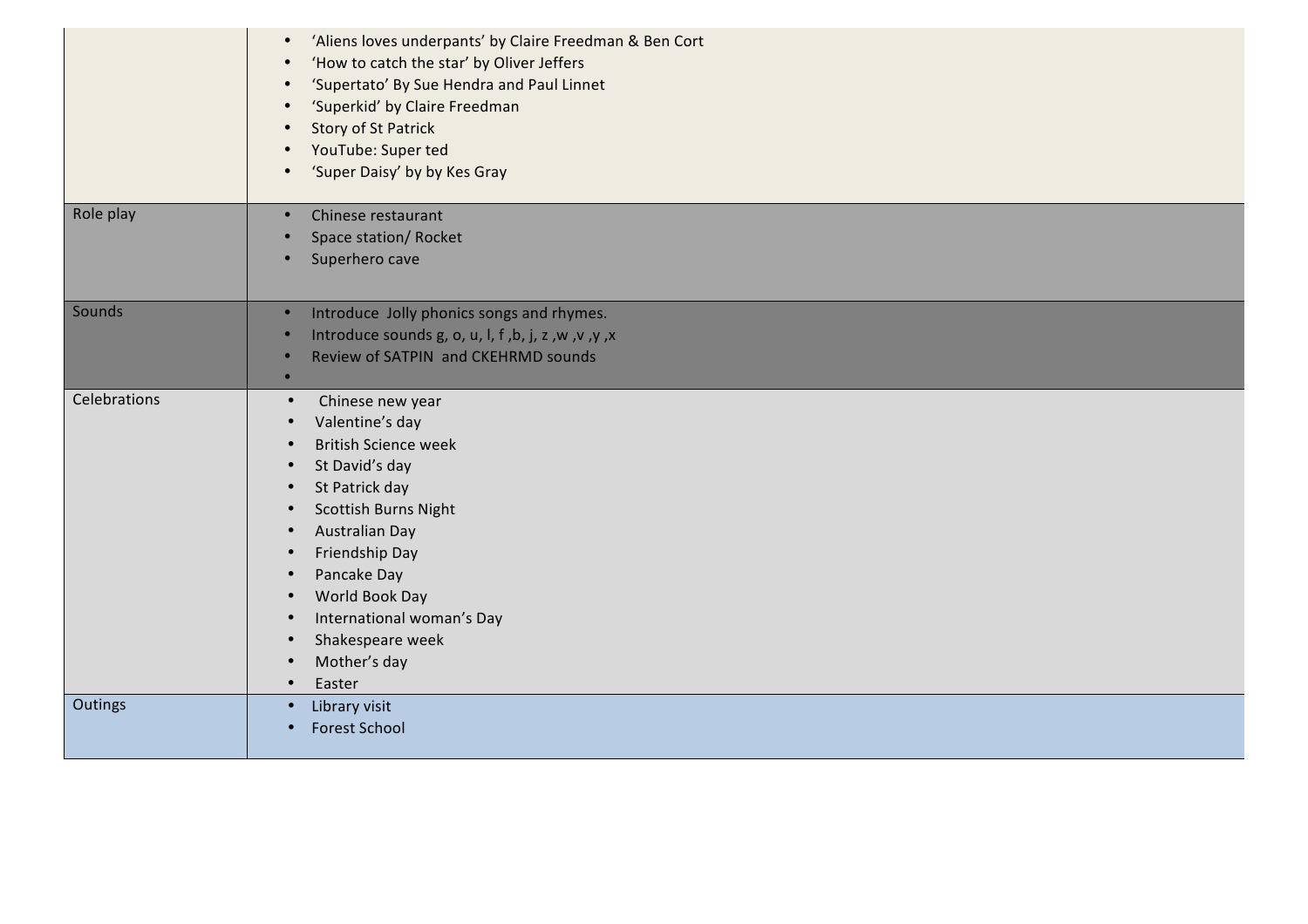| | |
|---|---|
| | • 'Aliens loves underpants' by Claire Freedman & Ben Cort<br>• 'How to catch the star' by Oliver Jeffers<br>• 'Supertato' By Sue Hendra and Paul Linnet<br>• 'Superkid' by Claire Freedman<br>• Story of St Patrick<br>• YouTube: Super ted<br>• 'Super Daisy' by by Kes Gray |
| Role play | • Chinese restaurant<br>• Space station/ Rocket<br>• Superhero cave |
| Sounds | • Introduce Jolly phonics songs and rhymes.<br>• Introduce sounds g, o, u, l, f ,b, j, z ,w ,v ,y ,x<br>• Review of SATPIN and CKEHRMD sounds<br>• |
| Celebrations | • Chinese new year<br>• Valentine's day<br>• British Science week<br>• St David's day<br>• St Patrick day<br>• Scottish Burns Night<br>• Australian Day<br>• Friendship Day<br>• Pancake Day<br>• World Book Day<br>• International woman's Day<br>• Shakespeare week<br>• Mother's day<br>• Easter |
| Outings | • Library visit<br>• Forest School |